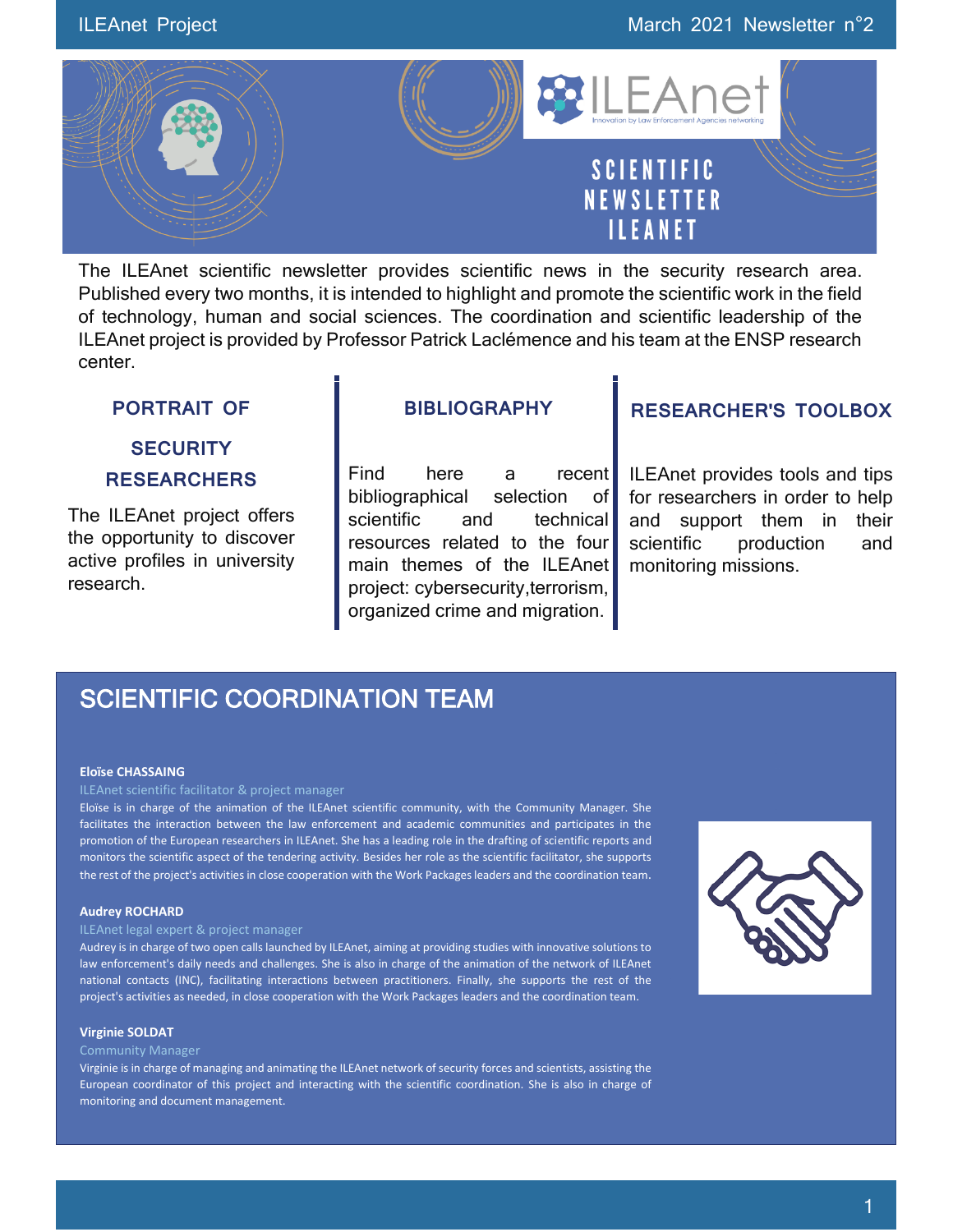# SCIENTIFIC NEWSLETTER ILEANET

The ILEAnet scientific newsletter provides scientific news in the security research area. Published every two months, it is intended to highlight and promote the scientific work in the field of technology, human and social sciences. The coordination and scientific leadership of the ILEAnet project is provided by Professor Patrick Laclémence and his team at the ENSP research center.

### PORTRAIT OF SECURITY RESEARCHERS

The ILEAnet project offers the opportunity to discover active profiles in university research.

### BIBLIOGRAPHY

Find here a recent bibliographical selection of scientific and technical resources related to the four main themes of the ILEAnet project: cybersecurity,terrorism, organized crime and migration.

### RESEARCHER'S TOOLBOX

ILEAnet provides tools and tips for researchers in order to help and support them in their scientific production and monitoring missions.

## SCIENTIFIC COORDINATION TEAM

**Eloïse CHASSAING**

ILEAnet scientific facilitator & project manager

Eloïse is in charge of the animation of the ILEAnet scientific community, with the Community Manager. She facilitates the interaction between the law enforcement and academic communities and participates in the promotion of the European researchers in ILEAnet. She has a leading role in the drafting of scientific reports and monitors the scientific aspect of the tendering activity. Besides her role as the scientific facilitator, she supports the rest of the project's activities in close cooperation with the Work Packages leaders and the coordination team.

**Audrey ROCHARD**

ILEAnet legal expert & project manager

Audrey is in charge of two open calls launched by ILEAnet, aiming at providing studies with innovative solutions to law enforcement's daily needs and challenges. She is also in charge of the animation of the network of ILEAnet national contacts (INC), facilitating interactions between practitioners. Finally, she supports the rest of the project's activities as needed, in close cooperation with the Work Packages leaders and the coordination team.

**Virginie SOLDAT**

Community Manager

Virginie is in charge of managing and animating the ILEAnet network of security forces and scientists, assisting the European coordinator of this project and interacting with the scientific coordination. She is also in charge of monitoring and document management.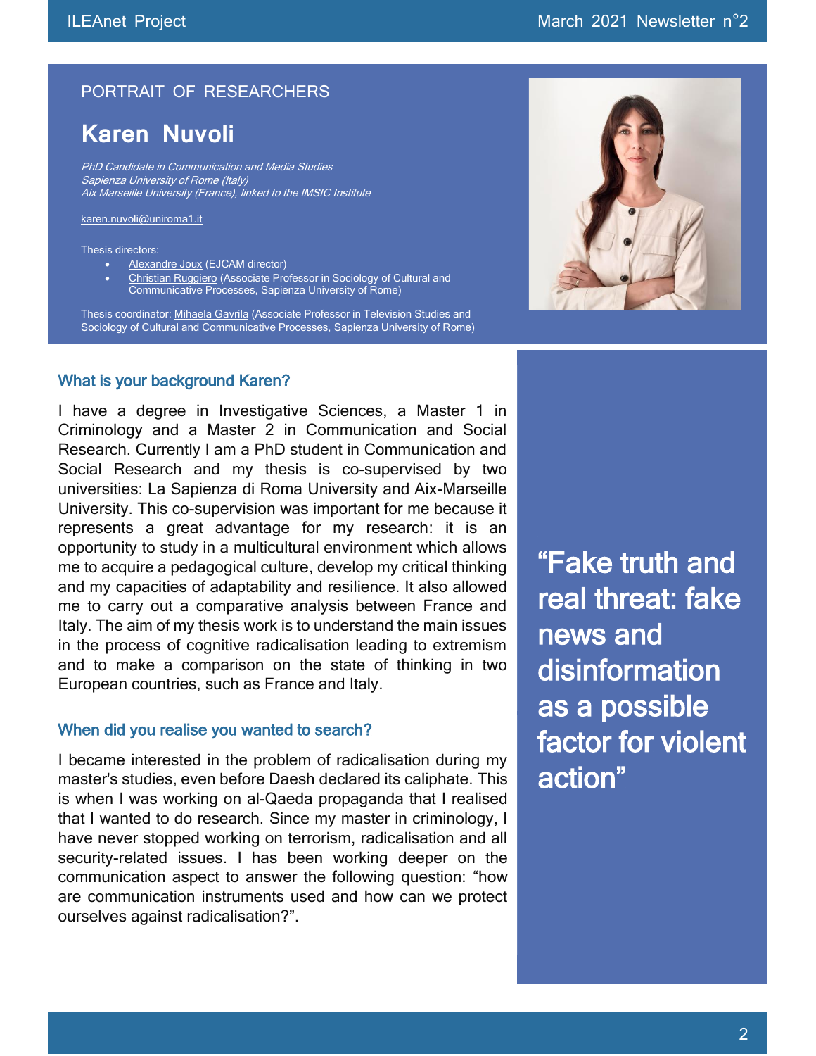PORTRAIT OF RESEARCHERS

# Karen Nuvoli

*PhD Candidate in Communication and Media Studies*
*Sapienza University of Rome (Italy)*
*Aix Marseille University (France), linked to the IMSIC Institute*

karen.nuvoli@uniroma1.it

Thesis directors:

- Alexandre Joux (EJCAM director)
- Christian Ruggiero (Associate Professor in Sociology of Cultural and Communicative Processes, Sapienza University of Rome)

Thesis coordinator: Mihaela Gavrila (Associate Professor in Television Studies and Sociology of Cultural and Communicative Processes, Sapienza University of Rome)

## What is your background Karen?

I have a degree in Investigative Sciences, a Master 1 in Criminology and a Master 2 in Communication and Social Research. Currently I am a PhD student in Communication and Social Research and my thesis is co-supervised by two universities: La Sapienza di Roma University and Aix-Marseille University. This co-supervision was important for me because it represents a great advantage for my research: it is an opportunity to study in a multicultural environment which allows me to acquire a pedagogical culture, develop my critical thinking and my capacities of adaptability and resilience. It also allowed me to carry out a comparative analysis between France and Italy. The aim of my thesis work is to understand the main issues in the process of cognitive radicalisation leading to extremism and to make a comparison on the state of thinking in two European countries, such as France and Italy.

## When did you realise you wanted to search?

I became interested in the problem of radicalisation during my master's studies, even before Daesh declared its caliphate. This is when I was working on al-Qaeda propaganda that I realised that I wanted to do research. Since my master in criminology, I have never stopped working on terrorism, radicalisation and all security-related issues. I has been working deeper on the communication aspect to answer the following question: "how are communication instruments used and how can we protect ourselves against radicalisation?".

> **"Fake truth and real threat: fake news and disinformation as a possible factor for violent action"**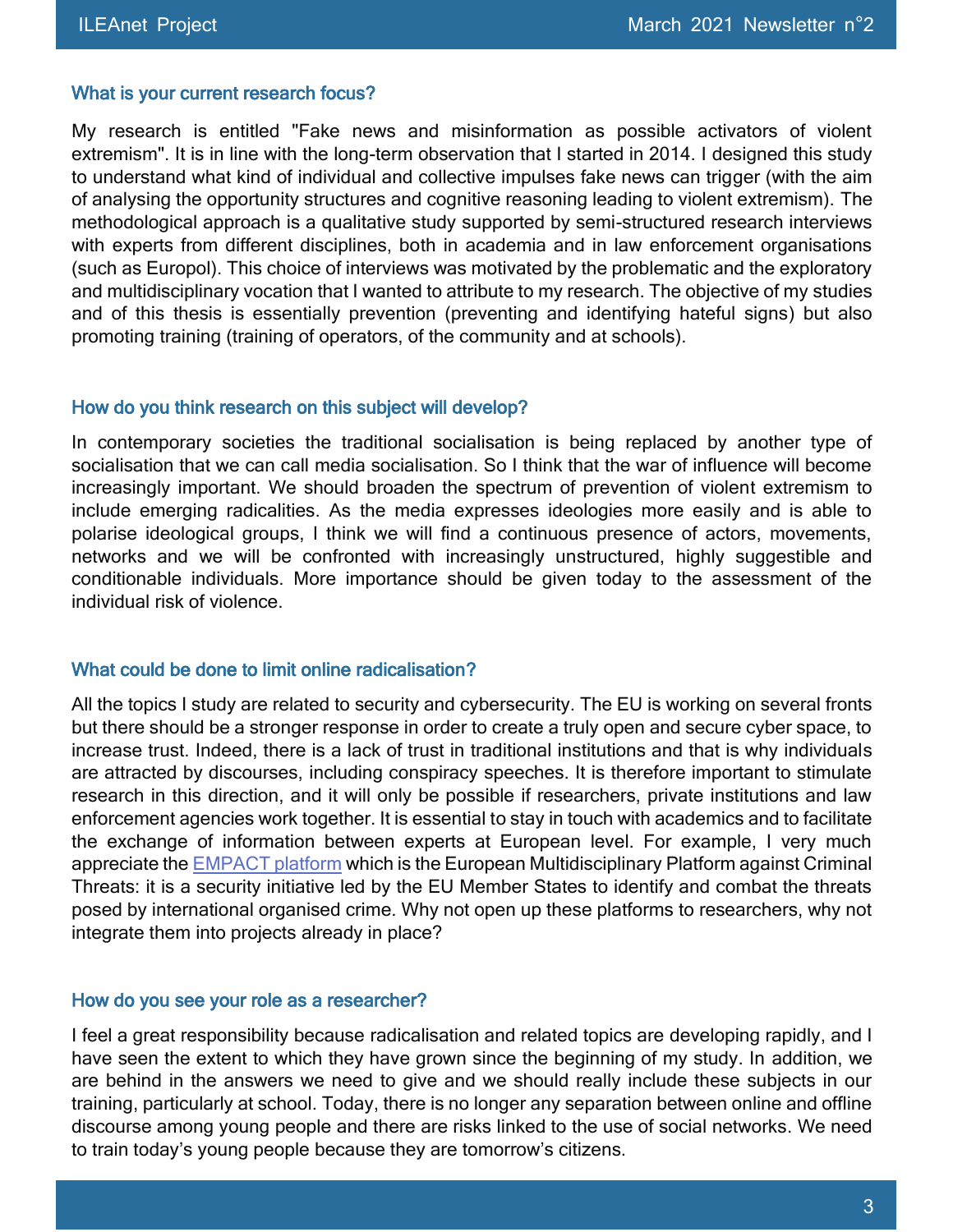### What is your current research focus?

My research is entitled "Fake news and misinformation as possible activators of violent extremism". It is in line with the long-term observation that I started in 2014. I designed this study to understand what kind of individual and collective impulses fake news can trigger (with the aim of analysing the opportunity structures and cognitive reasoning leading to violent extremism). The methodological approach is a qualitative study supported by semi-structured research interviews with experts from different disciplines, both in academia and in law enforcement organisations (such as Europol). This choice of interviews was motivated by the problematic and the exploratory and multidisciplinary vocation that I wanted to attribute to my research. The objective of my studies and of this thesis is essentially prevention (preventing and identifying hateful signs) but also promoting training (training of operators, of the community and at schools).

### How do you think research on this subject will develop?

In contemporary societies the traditional socialisation is being replaced by another type of socialisation that we can call media socialisation. So I think that the war of influence will become increasingly important. We should broaden the spectrum of prevention of violent extremism to include emerging radicalities. As the media expresses ideologies more easily and is able to polarise ideological groups, I think we will find a continuous presence of actors, movements, networks and we will be confronted with increasingly unstructured, highly suggestible and conditionable individuals. More importance should be given today to the assessment of the individual risk of violence.

### What could be done to limit online radicalisation?

All the topics I study are related to security and cybersecurity. The EU is working on several fronts but there should be a stronger response in order to create a truly open and secure cyber space, to increase trust. Indeed, there is a lack of trust in traditional institutions and that is why individuals are attracted by discourses, including conspiracy speeches. It is therefore important to stimulate research in this direction, and it will only be possible if researchers, private institutions and law enforcement agencies work together. It is essential to stay in touch with academics and to facilitate the exchange of information between experts at European level. For example, I very much appreciate the EMPACT platform which is the European Multidisciplinary Platform against Criminal Threats: it is a security initiative led by the EU Member States to identify and combat the threats posed by international organised crime. Why not open up these platforms to researchers, why not integrate them into projects already in place?

### How do you see your role as a researcher?

I feel a great responsibility because radicalisation and related topics are developing rapidly, and I have seen the extent to which they have grown since the beginning of my study. In addition, we are behind in the answers we need to give and we should really include these subjects in our training, particularly at school. Today, there is no longer any separation between online and offline discourse among young people and there are risks linked to the use of social networks. We need to train today's young people because they are tomorrow's citizens.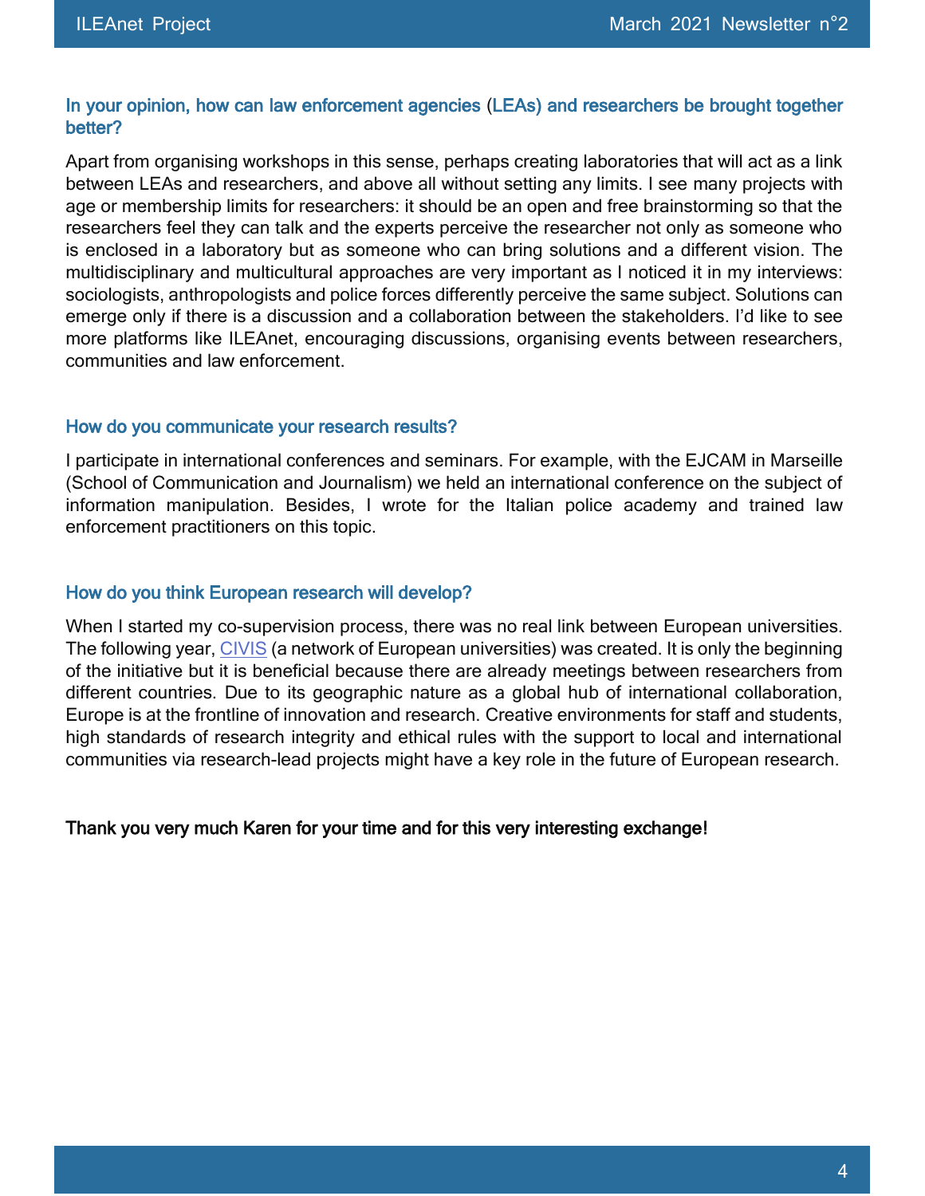### In your opinion, how can law enforcement agencies (LEAs) and researchers be brought together better?

Apart from organising workshops in this sense, perhaps creating laboratories that will act as a link between LEAs and researchers, and above all without setting any limits. I see many projects with age or membership limits for researchers: it should be an open and free brainstorming so that the researchers feel they can talk and the experts perceive the researcher not only as someone who is enclosed in a laboratory but as someone who can bring solutions and a different vision. The multidisciplinary and multicultural approaches are very important as I noticed it in my interviews: sociologists, anthropologists and police forces differently perceive the same subject. Solutions can emerge only if there is a discussion and a collaboration between the stakeholders. I'd like to see more platforms like ILEAnet, encouraging discussions, organising events between researchers, communities and law enforcement.

### How do you communicate your research results?

I participate in international conferences and seminars. For example, with the EJCAM in Marseille (School of Communication and Journalism) we held an international conference on the subject of information manipulation. Besides, I wrote for the Italian police academy and trained law enforcement practitioners on this topic.

### How do you think European research will develop?

When I started my co-supervision process, there was no real link between European universities. The following year, CIVIS (a network of European universities) was created. It is only the beginning of the initiative but it is beneficial because there are already meetings between researchers from different countries. Due to its geographic nature as a global hub of international collaboration, Europe is at the frontline of innovation and research. Creative environments for staff and students, high standards of research integrity and ethical rules with the support to local and international communities via research-lead projects might have a key role in the future of European research.

**Thank you very much Karen for your time and for this very interesting exchange!**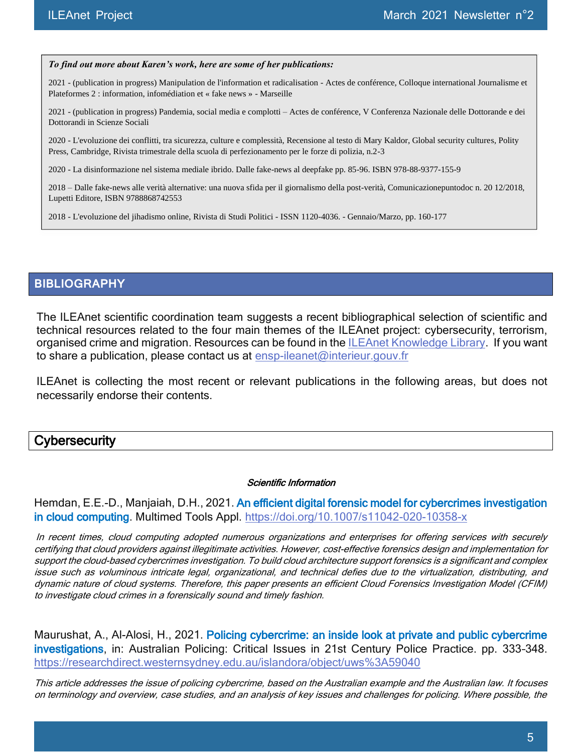***To find out more about Karen's work, here are some of her publications:***

2021 - (publication in progress) Manipulation de l'information et radicalisation - Actes de conférence, Colloque international Journalisme et Plateformes 2 : information, infomédiation et « fake news » - Marseille

2021 - (publication in progress) Pandemia, social media e complotti – Actes de conférence, V Conferenza Nazionale delle Dottorande e dei Dottorandi in Scienze Sociali

2020 - L'evoluzione dei conflitti, tra sicurezza, culture e complessità, Recensione al testo di Mary Kaldor, Global security cultures, Polity Press, Cambridge, Rivista trimestrale della scuola di perfezionamento per le forze di polizia, n.2-3

2020 - La disinformazione nel sistema mediale ibrido. Dalle fake-news al deepfake pp. 85-96. ISBN 978-88-9377-155-9

2018 – Dalle fake-news alle verità alternative: una nuova sfida per il giornalismo della post-verità, Comunicazionepuntodoc n. 20 12/2018, Lupetti Editore, ISBN 9788868742553

2018 - L'evoluzione del jihadismo online, Rivista di Studi Politici - ISSN 1120-4036. - Gennaio/Marzo, pp. 160-177

## BIBLIOGRAPHY

The ILEAnet scientific coordination team suggests a recent bibliographical selection of scientific and technical resources related to the four main themes of the ILEAnet project: cybersecurity, terrorism, organised crime and migration. Resources can be found in the ILEAnet Knowledge Library. If you want to share a publication, please contact us at ensp-ileanet@interieur.gouv.fr

ILEAnet is collecting the most recent or relevant publications in the following areas, but does not necessarily endorse their contents.

## Cybersecurity

***Scientific Information***

Hemdan, E.E.-D., Manjaiah, D.H., 2021. **An efficient digital forensic model for cybercrimes investigation in cloud computing**. Multimed Tools Appl. https://doi.org/10.1007/s11042-020-10358-x

*In recent times, cloud computing adopted numerous organizations and enterprises for offering services with securely certifying that cloud providers against illegitimate activities. However, cost-effective forensics design and implementation for support the cloud-based cybercrimes investigation. To build cloud architecture support forensics is a significant and complex issue such as voluminous intricate legal, organizational, and technical defies due to the virtualization, distributing, and dynamic nature of cloud systems. Therefore, this paper presents an efficient Cloud Forensics Investigation Model (CFIM) to investigate cloud crimes in a forensically sound and timely fashion.*

Maurushat, A., Al-Alosi, H., 2021. **Policing cybercrime: an inside look at private and public cybercrime investigations**, in: Australian Policing: Critical Issues in 21st Century Police Practice. pp. 333-348. https://researchdirect.westernsydney.edu.au/islandora/object/uws%3A59040

*This article addresses the issue of policing cybercrime, based on the Australian example and the Australian law. It focuses on terminology and overview, case studies, and an analysis of key issues and challenges for policing. Where possible, the*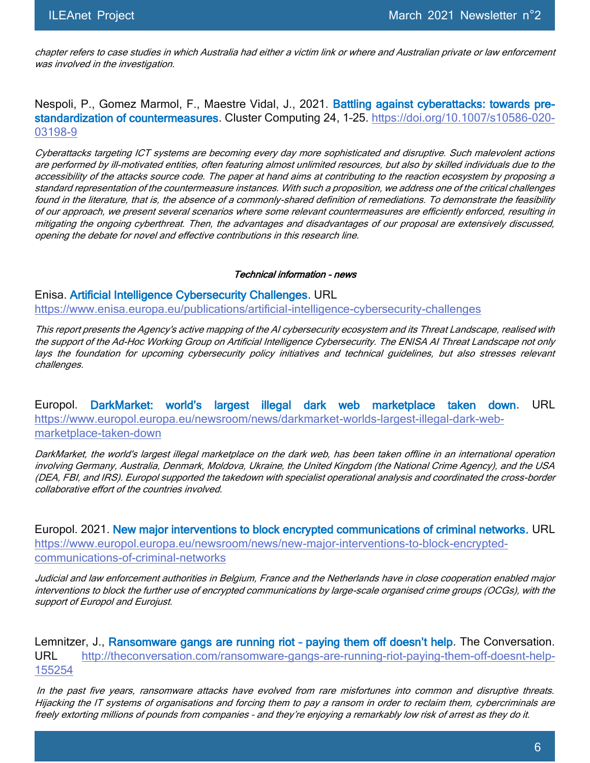*chapter refers to case studies in which Australia had either a victim link or where and Australian private or law enforcement was involved in the investigation.*

Nespoli, P., Gomez Marmol, F., Maestre Vidal, J., 2021. **Battling against cyberattacks: towards pre-standardization of countermeasures**. Cluster Computing 24, 1-25. https://doi.org/10.1007/s10586-020-03198-9

*Cyberattacks targeting ICT systems are becoming every day more sophisticated and disruptive. Such malevolent actions are performed by ill-motivated entities, often featuring almost unlimited resources, but also by skilled individuals due to the accessibility of the attacks source code. The paper at hand aims at contributing to the reaction ecosystem by proposing a standard representation of the countermeasure instances. With such a proposition, we address one of the critical challenges found in the literature, that is, the absence of a commonly-shared definition of remediations. To demonstrate the feasibility of our approach, we present several scenarios where some relevant countermeasures are efficiently enforced, resulting in mitigating the ongoing cyberthreat. Then, the advantages and disadvantages of our proposal are extensively discussed, opening the debate for novel and effective contributions in this research line.*

***Technical information - news***

Enisa. **Artificial Intelligence Cybersecurity Challenges**. URL https://www.enisa.europa.eu/publications/artificial-intelligence-cybersecurity-challenges

*This report presents the Agency's active mapping of the AI cybersecurity ecosystem and its Threat Landscape, realised with the support of the Ad-Hoc Working Group on Artificial Intelligence Cybersecurity. The ENISA AI Threat Landscape not only lays the foundation for upcoming cybersecurity policy initiatives and technical guidelines, but also stresses relevant challenges.*

Europol. **DarkMarket: world's largest illegal dark web marketplace taken down**. URL https://www.europol.europa.eu/newsroom/news/darkmarket-worlds-largest-illegal-dark-web-marketplace-taken-down

*DarkMarket, the world's largest illegal marketplace on the dark web, has been taken offline in an international operation involving Germany, Australia, Denmark, Moldova, Ukraine, the United Kingdom (the National Crime Agency), and the USA (DEA, FBI, and IRS). Europol supported the takedown with specialist operational analysis and coordinated the cross-border collaborative effort of the countries involved.*

Europol. 2021. **New major interventions to block encrypted communications of criminal networks.** URL https://www.europol.europa.eu/newsroom/news/new-major-interventions-to-block-encrypted-communications-of-criminal-networks

*Judicial and law enforcement authorities in Belgium, France and the Netherlands have in close cooperation enabled major interventions to block the further use of encrypted communications by large-scale organised crime groups (OCGs), with the support of Europol and Eurojust.*

Lemnitzer, J., **Ransomware gangs are running riot – paying them off doesn't help**. The Conversation. URL http://theconversation.com/ransomware-gangs-are-running-riot-paying-them-off-doesnt-help-155254

*In the past five years, ransomware attacks have evolved from rare misfortunes into common and disruptive threats. Hijacking the IT systems of organisations and forcing them to pay a ransom in order to reclaim them, cybercriminals are freely extorting millions of pounds from companies – and they're enjoying a remarkably low risk of arrest as they do it.*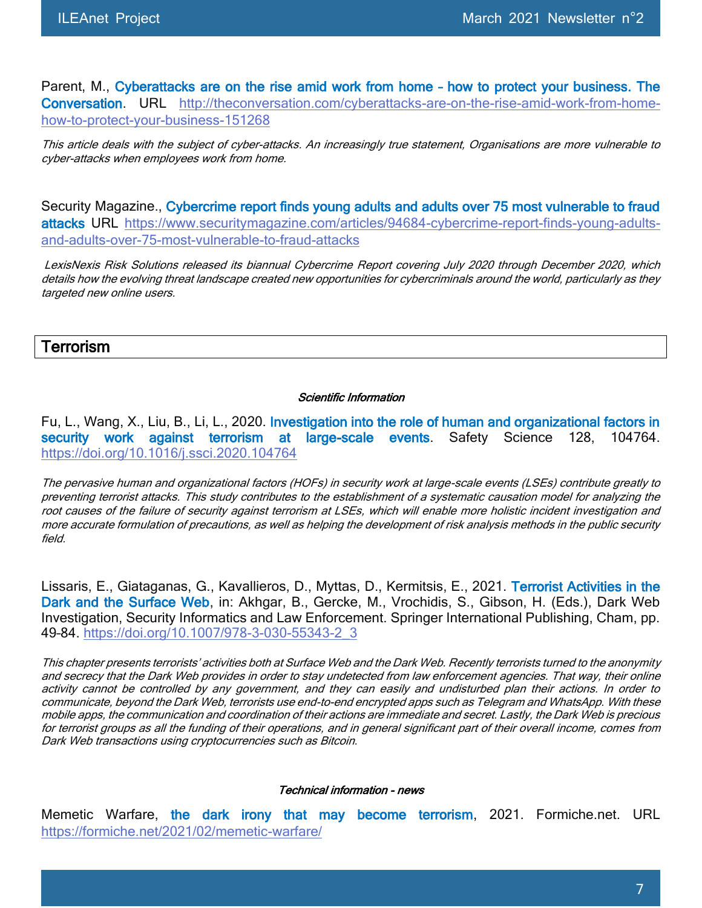Parent, M., **Cyberattacks are on the rise amid work from home – how to protect your business. The Conversation**. URL http://theconversation.com/cyberattacks-are-on-the-rise-amid-work-from-home-how-to-protect-your-business-151268

*This article deals with the subject of cyber-attacks. An increasingly true statement, Organisations are more vulnerable to cyber-attacks when employees work from home.*

Security Magazine., **Cybercrime report finds young adults and adults over 75 most vulnerable to fraud attacks** URL https://www.securitymagazine.com/articles/94684-cybercrime-report-finds-young-adults-and-adults-over-75-most-vulnerable-to-fraud-attacks

*LexisNexis Risk Solutions released its biannual Cybercrime Report covering July 2020 through December 2020, which details how the evolving threat landscape created new opportunities for cybercriminals around the world, particularly as they targeted new online users.*

## Terrorism

***Scientific Information***

Fu, L., Wang, X., Liu, B., Li, L., 2020. **Investigation into the role of human and organizational factors in security work against terrorism at large-scale events**. Safety Science 128, 104764. https://doi.org/10.1016/j.ssci.2020.104764

*The pervasive human and organizational factors (HOFs) in security work at large-scale events (LSEs) contribute greatly to preventing terrorist attacks. This study contributes to the establishment of a systematic causation model for analyzing the root causes of the failure of security against terrorism at LSEs, which will enable more holistic incident investigation and more accurate formulation of precautions, as well as helping the development of risk analysis methods in the public security field.*

Lissaris, E., Giataganas, G., Kavallieros, D., Myttas, D., Kermitsis, E., 2021. **Terrorist Activities in the Dark and the Surface Web**, in: Akhgar, B., Gercke, M., Vrochidis, S., Gibson, H. (Eds.), Dark Web Investigation, Security Informatics and Law Enforcement. Springer International Publishing, Cham, pp. 49–84. https://doi.org/10.1007/978-3-030-55343-2_3

*This chapter presents terrorists' activities both at Surface Web and the Dark Web. Recently terrorists turned to the anonymity and secrecy that the Dark Web provides in order to stay undetected from law enforcement agencies. That way, their online activity cannot be controlled by any government, and they can easily and undisturbed plan their actions. In order to communicate, beyond the Dark Web, terrorists use end-to-end encrypted apps such as Telegram and WhatsApp. With these mobile apps, the communication and coordination of their actions are immediate and secret. Lastly, the Dark Web is precious for terrorist groups as all the funding of their operations, and in general significant part of their overall income, comes from Dark Web transactions using cryptocurrencies such as Bitcoin.*

***Technical information - news***

Memetic Warfare, **the dark irony that may become terrorism**, 2021. Formiche.net. URL https://formiche.net/2021/02/memetic-warfare/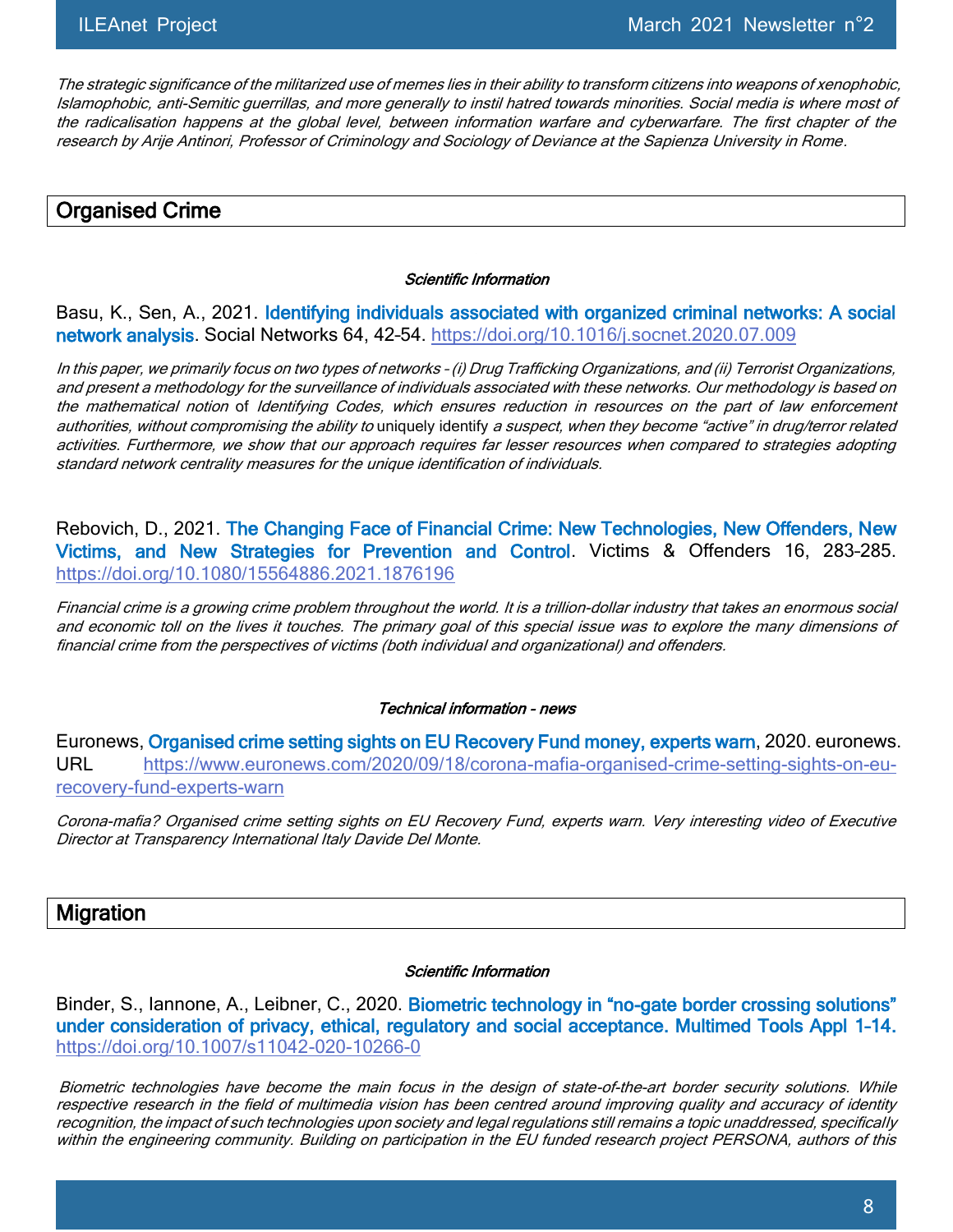*The strategic significance of the militarized use of memes lies in their ability to transform citizens into weapons of xenophobic, Islamophobic, anti-Semitic guerrillas, and more generally to instil hatred towards minorities. Social media is where most of the radicalisation happens at the global level, between information warfare and cyberwarfare. The first chapter of the research by Arije Antinori, Professor of Criminology and Sociology of Deviance at the Sapienza University in Rome.*

## Organised Crime

***Scientific Information***

Basu, K., Sen, A., 2021. Identifying individuals associated with organized criminal networks: A social network analysis. Social Networks 64, 42–54. https://doi.org/10.1016/j.socnet.2020.07.009

*In this paper, we primarily focus on two types of networks – (i) Drug Trafficking Organizations, and (ii) Terrorist Organizations, and present a methodology for the surveillance of individuals associated with these networks. Our methodology is based on the mathematical notion* of *Identifying Codes, which ensures reduction in resources on the part of law enforcement authorities, without compromising the ability to* uniquely identify *a suspect, when they become "active" in drug/terror related activities. Furthermore, we show that our approach requires far lesser resources when compared to strategies adopting standard network centrality measures for the unique identification of individuals.*

Rebovich, D., 2021. The Changing Face of Financial Crime: New Technologies, New Offenders, New Victims, and New Strategies for Prevention and Control. Victims & Offenders 16, 283–285. https://doi.org/10.1080/15564886.2021.1876196

*Financial crime is a growing crime problem throughout the world. It is a trillion-dollar industry that takes an enormous social and economic toll on the lives it touches. The primary goal of this special issue was to explore the many dimensions of financial crime from the perspectives of victims (both individual and organizational) and offenders.*

***Technical information – news***

Euronews, Organised crime setting sights on EU Recovery Fund money, experts warn, 2020. euronews. URL https://www.euronews.com/2020/09/18/corona-mafia-organised-crime-setting-sights-on-eu-recovery-fund-experts-warn

*Corona-mafia? Organised crime setting sights on EU Recovery Fund, experts warn. Very interesting video of Executive Director at Transparency International Italy Davide Del Monte.*

## Migration

***Scientific Information***

Binder, S., Iannone, A., Leibner, C., 2020. Biometric technology in "no-gate border crossing solutions" under consideration of privacy, ethical, regulatory and social acceptance. Multimed Tools Appl 1–14. https://doi.org/10.1007/s11042-020-10266-0

*Biometric technologies have become the main focus in the design of state-of-the-art border security solutions. While respective research in the field of multimedia vision has been centred around improving quality and accuracy of identity recognition, the impact of such technologies upon society and legal regulations still remains a topic unaddressed, specifically within the engineering community. Building on participation in the EU funded research project PERSONA, authors of this*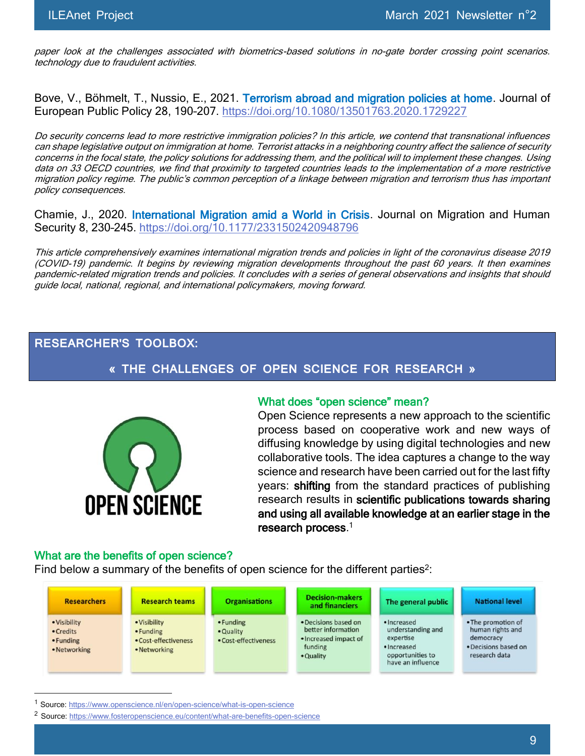*paper look at the challenges associated with biometrics-based solutions in no-gate border crossing point scenarios. technology due to fraudulent activities.*

Bove, V., Böhmelt, T., Nussio, E., 2021. Terrorism abroad and migration policies at home. Journal of European Public Policy 28, 190-207. https://doi.org/10.1080/13501763.2020.1729227

*Do security concerns lead to more restrictive immigration policies? In this article, we contend that transnational influences can shape legislative output on immigration at home. Terrorist attacks in a neighboring country affect the salience of security concerns in the focal state, the policy solutions for addressing them, and the political will to implement these changes. Using data on 33 OECD countries, we find that proximity to targeted countries leads to the implementation of a more restrictive migration policy regime. The public's common perception of a linkage between migration and terrorism thus has important policy consequences.*

Chamie, J., 2020. International Migration amid a World in Crisis. Journal on Migration and Human Security 8, 230-245. https://doi.org/10.1177/2331502420948796

*This article comprehensively examines international migration trends and policies in light of the coronavirus disease 2019 (COVID-19) pandemic. It begins by reviewing migration developments throughout the past 60 years. It then examines pandemic-related migration trends and policies. It concludes with a series of general observations and insights that should guide local, national, regional, and international policymakers, moving forward.*

## RESEARCHER'S TOOLBOX:

## « THE CHALLENGES OF OPEN SCIENCE FOR RESEARCH »

OPEN SCIENCE

### What does "open science" mean?

Open Science represents a new approach to the scientific process based on cooperative work and new ways of diffusing knowledge by using digital technologies and new collaborative tools. The idea captures a change to the way science and research have been carried out for the last fifty years: **shifting** from the standard practices of publishing research results in **scientific publications towards sharing and using all available knowledge at an earlier stage in the research process**.[1]

### What are the benefits of open science?

Find below a summary of the benefits of open science for the different parties[2]:

| Researchers | Research teams | Organisations | Decision-makers and financiers | The general public | National level |
|---|---|---|---|---|---|
| • Visibility<br>• Credits<br>• Funding<br>• Networking | • Visibility<br>• Funding<br>• Cost-effectiveness<br>• Networking | • Funding<br>• Quality<br>• Cost-effectiveness | • Decisions based on better information<br>• Increased impact of funding<br>• Quality | • Increased understanding and expertise<br>• Increased opportunities to have an influence | • The promotion of human rights and democracy<br>• Decisions based on research data |

[1] Source: https://www.openscience.nl/en/open-science/what-is-open-science

[2] Source: https://www.fosteropenscience.eu/content/what-are-benefits-open-science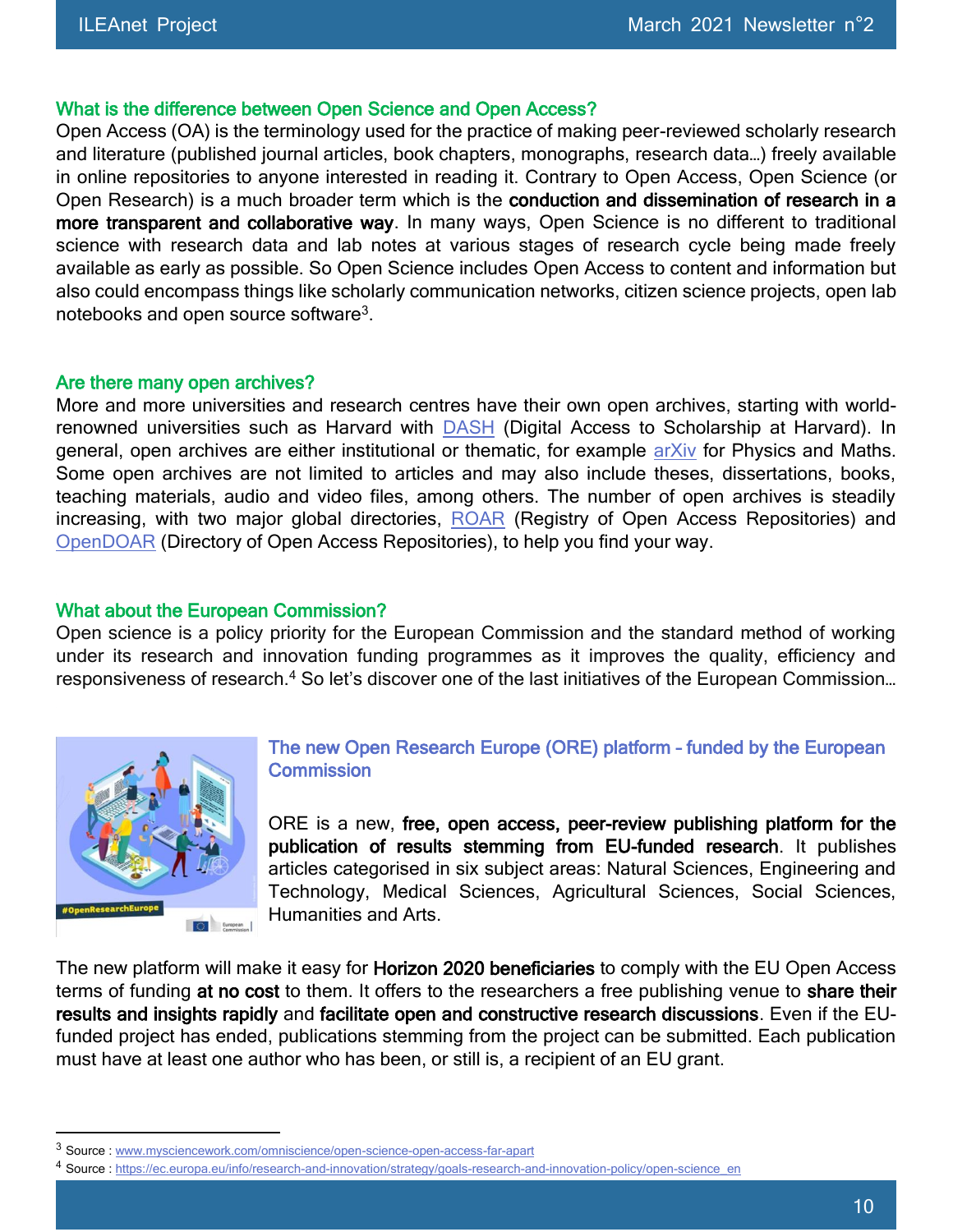### What is the difference between Open Science and Open Access?

Open Access (OA) is the terminology used for the practice of making peer-reviewed scholarly research and literature (published journal articles, book chapters, monographs, research data…) freely available in online repositories to anyone interested in reading it. Contrary to Open Access, Open Science (or Open Research) is a much broader term which is the **conduction and dissemination of research in a more transparent and collaborative way**. In many ways, Open Science is no different to traditional science with research data and lab notes at various stages of research cycle being made freely available as early as possible. So Open Science includes Open Access to content and information but also could encompass things like scholarly communication networks, citizen science projects, open lab notebooks and open source software[3].

### Are there many open archives?

More and more universities and research centres have their own open archives, starting with world-renowned universities such as Harvard with DASH (Digital Access to Scholarship at Harvard). In general, open archives are either institutional or thematic, for example arXiv for Physics and Maths. Some open archives are not limited to articles and may also include theses, dissertations, books, teaching materials, audio and video files, among others. The number of open archives is steadily increasing, with two major global directories, ROAR (Registry of Open Access Repositories) and OpenDOAR (Directory of Open Access Repositories), to help you find your way.

### What about the European Commission?

Open science is a policy priority for the European Commission and the standard method of working under its research and innovation funding programmes as it improves the quality, efficiency and responsiveness of research.[4] So let's discover one of the last initiatives of the European Commission…

### The new Open Research Europe (ORE) platform – funded by the European Commission

ORE is a new, **free, open access, peer-review publishing platform for the publication of results stemming from EU-funded research**. It publishes articles categorised in six subject areas: Natural Sciences, Engineering and Technology, Medical Sciences, Agricultural Sciences, Social Sciences, Humanities and Arts.

The new platform will make it easy for **Horizon 2020 beneficiaries** to comply with the EU Open Access terms of funding **at no cost** to them. It offers to the researchers a free publishing venue to **share their results and insights rapidly** and **facilitate open and constructive research discussions**. Even if the EU-funded project has ended, publications stemming from the project can be submitted. Each publication must have at least one author who has been, or still is, a recipient of an EU grant.

---

[3] Source : www.mysciencework.com/omniscience/open-science-open-access-far-apart

[4] Source : https://ec.europa.eu/info/research-and-innovation/strategy/goals-research-and-innovation-policy/open-science_en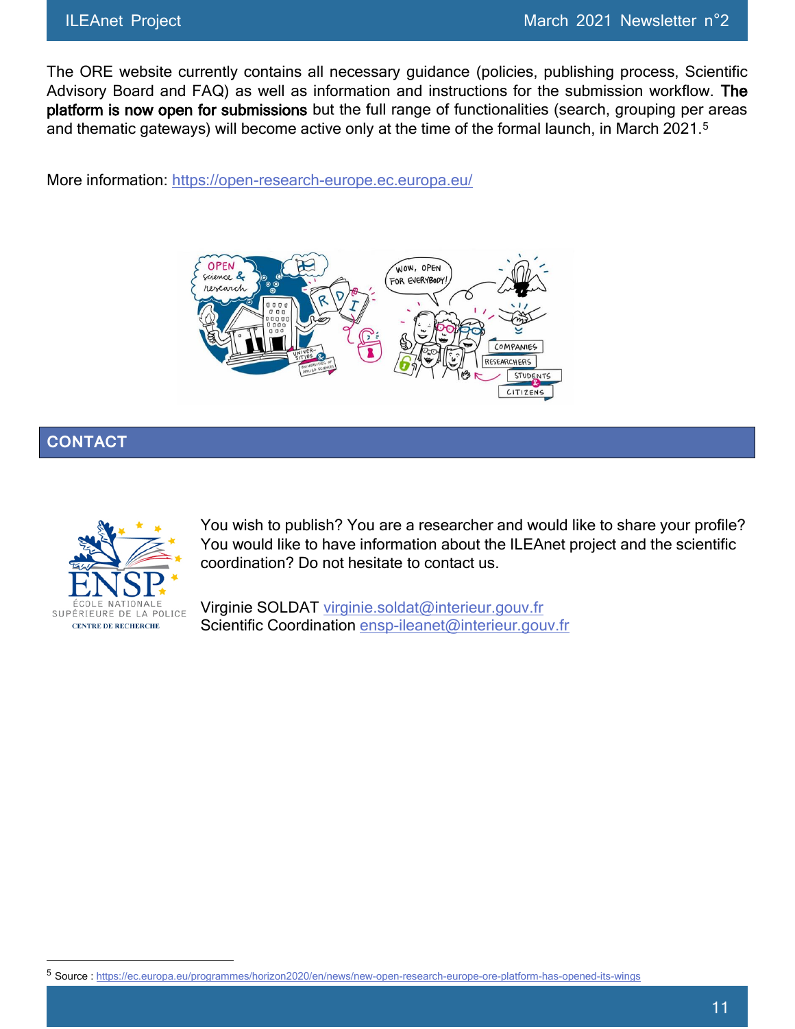The ORE website currently contains all necessary guidance (policies, publishing process, Scientific Advisory Board and FAQ) as well as information and instructions for the submission workflow. **The platform is now open for submissions** but the full range of functionalities (search, grouping per areas and thematic gateways) will become active only at the time of the formal launch, in March 2021.[5]

More information: https://open-research-europe.ec.europa.eu/

## CONTACT

You wish to publish? You are a researcher and would like to share your profile? You would like to have information about the ILEAnet project and the scientific coordination? Do not hesitate to contact us.

Virginie SOLDAT virginie.soldat@interieur.gouv.fr
Scientific Coordination ensp-ileanet@interieur.gouv.fr

[5] Source : https://ec.europa.eu/programmes/horizon2020/en/news/new-open-research-europe-ore-platform-has-opened-its-wings